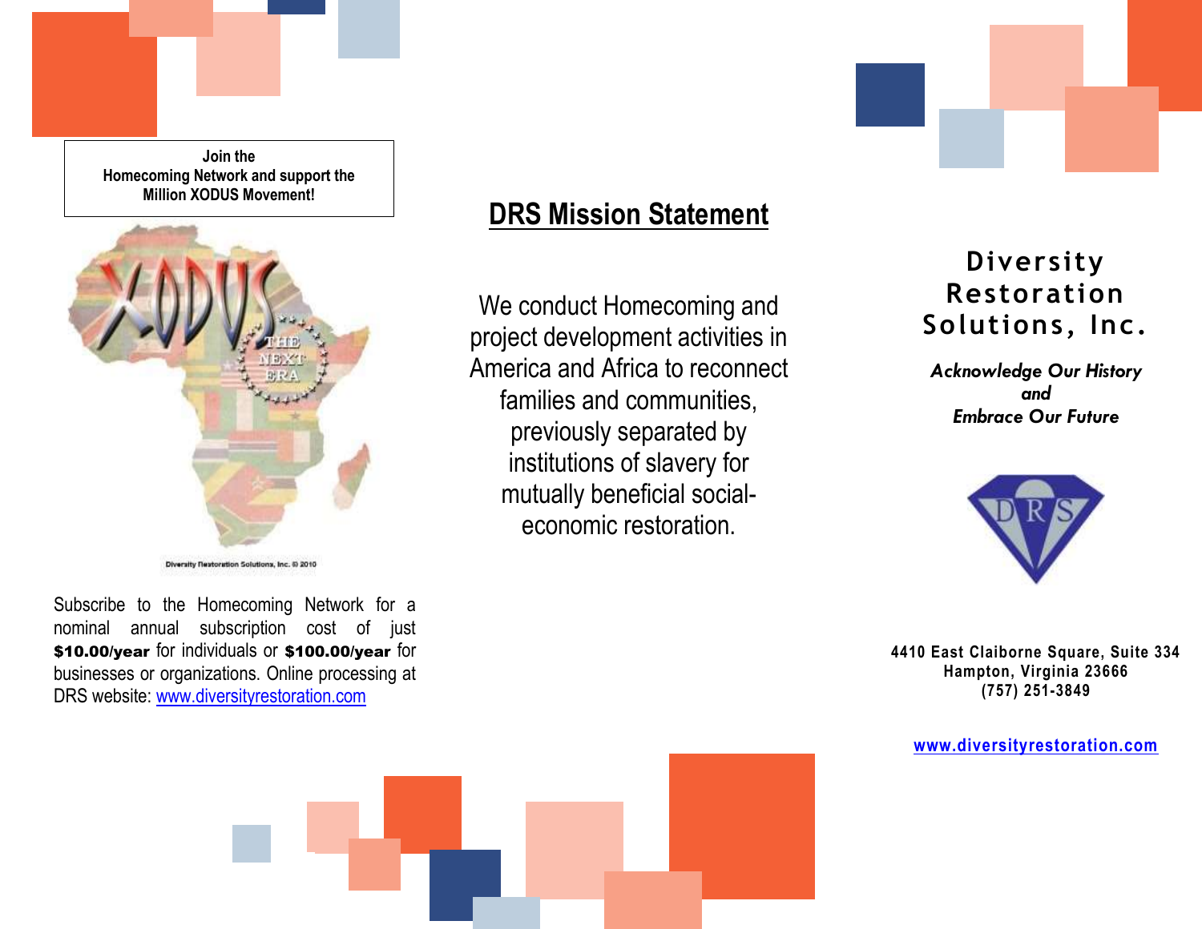**Join the Homecoming Network and support the Million XODUS Movement!**

Diversity Restoration Solutions, Inc. © 2010

Subscribe to the Homecoming Network for a nominal annual subscription cost of just **$10.00/year** for individuals or **$100.00/year** for businesses or organizations. Online processing at DRS website: [www.diversityrestoration.com](http://www.diversityrestoration.com)

## DRS Mission Statement

We conduct Homecoming and project development activities in America and Africa to reconnect families and communities, previously separated by institutions of slavery for mutually beneficial social-economic restoration.

# Diversity Restoration Solutions, Inc.

***Acknowledge Our History***
***and***
***Embrace Our Future***

**4410 East Claiborne Square, Suite 334**
**Hampton, Virginia 23666**
**(757) 251-3849**

[**www.diversityrestoration.com**](http://www.diversityrestoration.com)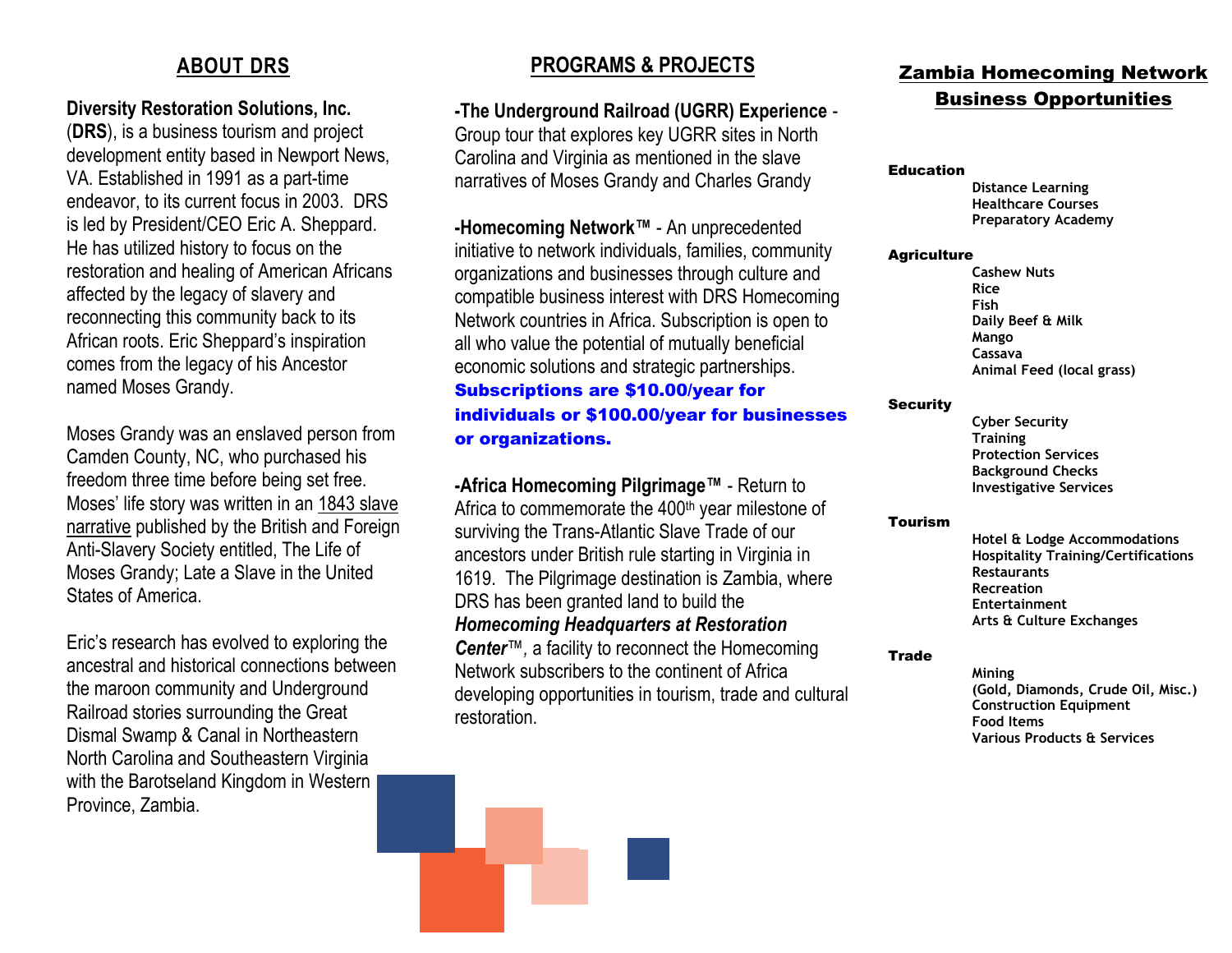## ABOUT DRS

**Diversity Restoration Solutions, Inc.** (**DRS**), is a business tourism and project development entity based in Newport News, VA. Established in 1991 as a part-time endeavor, to its current focus in 2003. DRS is led by President/CEO Eric A. Sheppard. He has utilized history to focus on the restoration and healing of American Africans affected by the legacy of slavery and reconnecting this community back to its African roots. Eric Sheppard's inspiration comes from the legacy of his Ancestor named Moses Grandy.

Moses Grandy was an enslaved person from Camden County, NC, who purchased his freedom three time before being set free. Moses' life story was written in an 1843 slave narrative published by the British and Foreign Anti-Slavery Society entitled, The Life of Moses Grandy; Late a Slave in the United States of America.

Eric's research has evolved to exploring the ancestral and historical connections between the maroon community and Underground Railroad stories surrounding the Great Dismal Swamp & Canal in Northeastern North Carolina and Southeastern Virginia with the Barotseland Kingdom in Western Province, Zambia.

## PROGRAMS & PROJECTS

**-The Underground Railroad (UGRR) Experience** - Group tour that explores key UGRR sites in North Carolina and Virginia as mentioned in the slave narratives of Moses Grandy and Charles Grandy

**-Homecoming Network™** - An unprecedented initiative to network individuals, families, community organizations and businesses through culture and compatible business interest with DRS Homecoming Network countries in Africa. Subscription is open to all who value the potential of mutually beneficial economic solutions and strategic partnerships. **Subscriptions are $10.00/year for individuals or $100.00/year for businesses or organizations.**

**-Africa Homecoming Pilgrimage™** - Return to Africa to commemorate the 400th year milestone of surviving the Trans-Atlantic Slave Trade of our ancestors under British rule starting in Virginia in 1619. The Pilgrimage destination is Zambia, where DRS has been granted land to build the ***Homecoming Headquarters at Restoration Center***™, a facility to reconnect the Homecoming Network subscribers to the continent of Africa developing opportunities in tourism, trade and cultural restoration.

## Zambia Homecoming Network Business Opportunities

**Education**
- Distance Learning
- Healthcare Courses
- Preparatory Academy

**Agriculture**
- Cashew Nuts
- Rice
- Fish
- Daily Beef & Milk
- Mango
- Cassava
- Animal Feed (local grass)

**Security**
- Cyber Security
- Training
- Protection Services
- Background Checks
- Investigative Services

**Tourism**
- Hotel & Lodge Accommodations
- Hospitality Training/Certifications
- Restaurants
- Recreation
- Entertainment
- Arts & Culture Exchanges

**Trade**
- Mining (Gold, Diamonds, Crude Oil, Misc.)
- Construction Equipment
- Food Items
- Various Products & Services